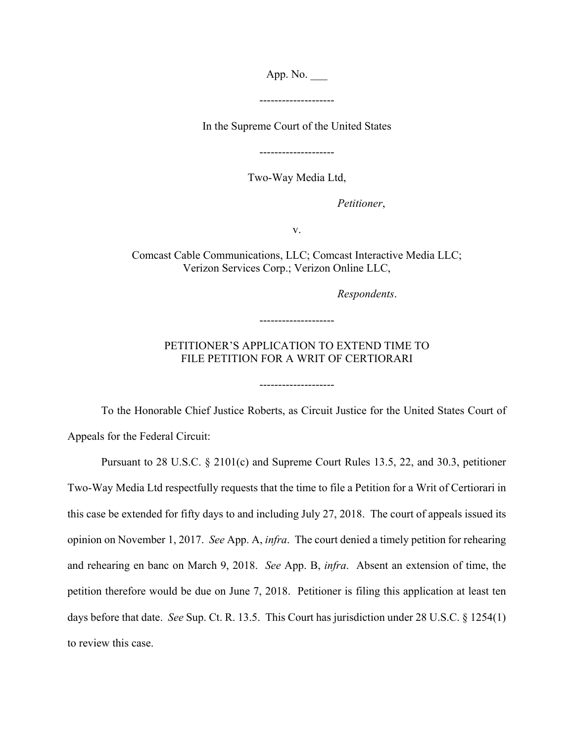App. No. ___

--------------------

In the Supreme Court of the United States

--------------------

Two-Way Media Ltd,

*Petitioner*,

v.

Comcast Cable Communications, LLC; Comcast Interactive Media LLC; Verizon Services Corp.; Verizon Online LLC,

*Respondents*.

--------------------

PETITIONER'S APPLICATION TO EXTEND TIME TO FILE PETITION FOR A WRIT OF CERTIORARI

--------------------

To the Honorable Chief Justice Roberts, as Circuit Justice for the United States Court of Appeals for the Federal Circuit:

Pursuant to 28 U.S.C. § 2101(c) and Supreme Court Rules 13.5, 22, and 30.3, petitioner Two-Way Media Ltd respectfully requests that the time to file a Petition for a Writ of Certiorari in this case be extended for fifty days to and including July 27, 2018. The court of appeals issued its opinion on November 1, 2017. *See* App. A, *infra*. The court denied a timely petition for rehearing and rehearing en banc on March 9, 2018. *See* App. B, *infra*. Absent an extension of time, the petition therefore would be due on June 7, 2018. Petitioner is filing this application at least ten days before that date. *See* Sup. Ct. R. 13.5. This Court has jurisdiction under 28 U.S.C. § 1254(1) to review this case.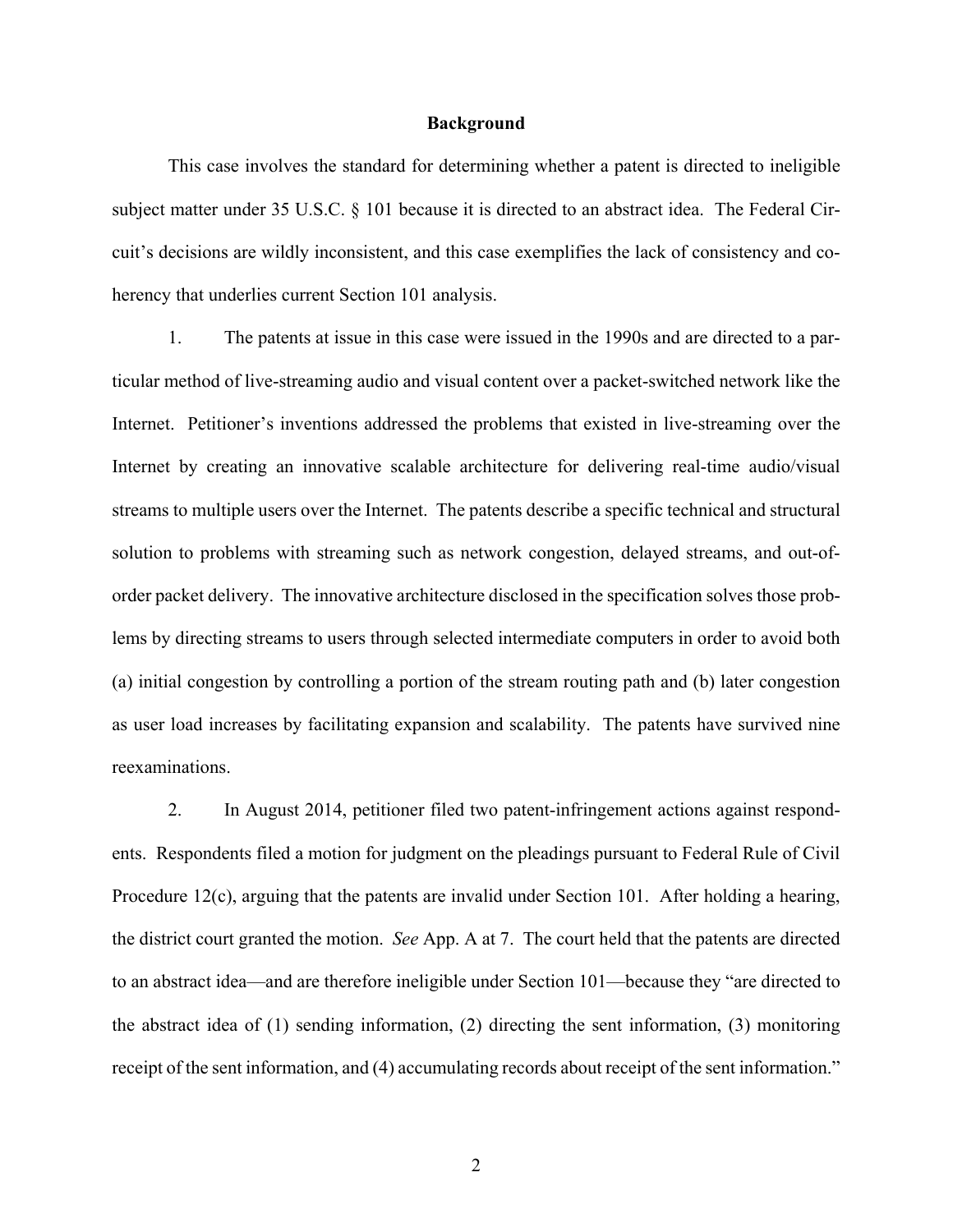## Background

This case involves the standard for determining whether a patent is directed to ineligible subject matter under 35 U.S.C. § 101 because it is directed to an abstract idea. The Federal Circuit's decisions are wildly inconsistent, and this case exemplifies the lack of consistency and coherency that underlies current Section 101 analysis.

1. The patents at issue in this case were issued in the 1990s and are directed to a particular method of live-streaming audio and visual content over a packet-switched network like the Internet. Petitioner's inventions addressed the problems that existed in live-streaming over the Internet by creating an innovative scalable architecture for delivering real-time audio/visual streams to multiple users over the Internet. The patents describe a specific technical and structural solution to problems with streaming such as network congestion, delayed streams, and out-of-order packet delivery. The innovative architecture disclosed in the specification solves those problems by directing streams to users through selected intermediate computers in order to avoid both (a) initial congestion by controlling a portion of the stream routing path and (b) later congestion as user load increases by facilitating expansion and scalability. The patents have survived nine reexaminations.

2. In August 2014, petitioner filed two patent-infringement actions against respondents. Respondents filed a motion for judgment on the pleadings pursuant to Federal Rule of Civil Procedure 12(c), arguing that the patents are invalid under Section 101. After holding a hearing, the district court granted the motion. *See* App. A at 7. The court held that the patents are directed to an abstract idea—and are therefore ineligible under Section 101—because they "are directed to the abstract idea of (1) sending information, (2) directing the sent information, (3) monitoring receipt of the sent information, and (4) accumulating records about receipt of the sent information."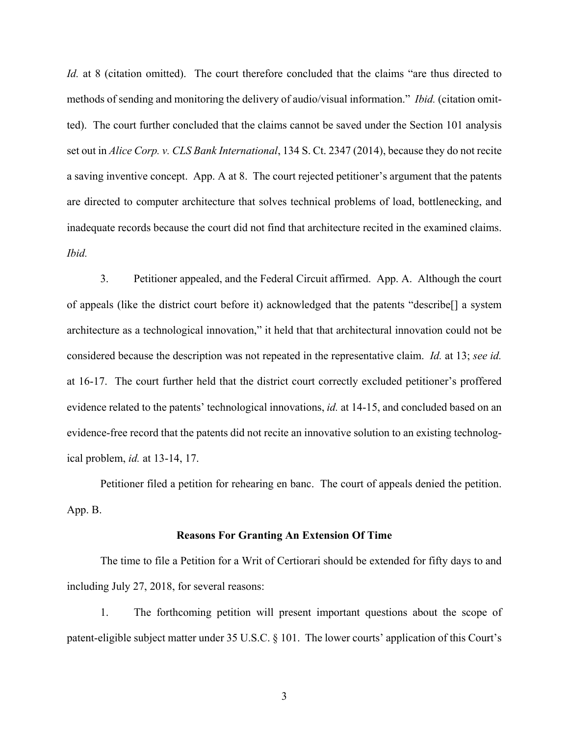*Id.* at 8 (citation omitted). The court therefore concluded that the claims "are thus directed to methods of sending and monitoring the delivery of audio/visual information." *Ibid.* (citation omitted). The court further concluded that the claims cannot be saved under the Section 101 analysis set out in *Alice Corp. v. CLS Bank International*, 134 S. Ct. 2347 (2014), because they do not recite a saving inventive concept. App. A at 8. The court rejected petitioner's argument that the patents are directed to computer architecture that solves technical problems of load, bottlenecking, and inadequate records because the court did not find that architecture recited in the examined claims. *Ibid.*

3. Petitioner appealed, and the Federal Circuit affirmed. App. A. Although the court of appeals (like the district court before it) acknowledged that the patents "describe[] a system architecture as a technological innovation," it held that that architectural innovation could not be considered because the description was not repeated in the representative claim. *Id.* at 13; *see id.* at 16-17. The court further held that the district court correctly excluded petitioner's proffered evidence related to the patents' technological innovations, *id.* at 14-15, and concluded based on an evidence-free record that the patents did not recite an innovative solution to an existing technological problem, *id.* at 13-14, 17.

Petitioner filed a petition for rehearing en banc. The court of appeals denied the petition. App. B.

**Reasons For Granting An Extension Of Time**

The time to file a Petition for a Writ of Certiorari should be extended for fifty days to and including July 27, 2018, for several reasons:

1. The forthcoming petition will present important questions about the scope of patent-eligible subject matter under 35 U.S.C. § 101. The lower courts' application of this Court's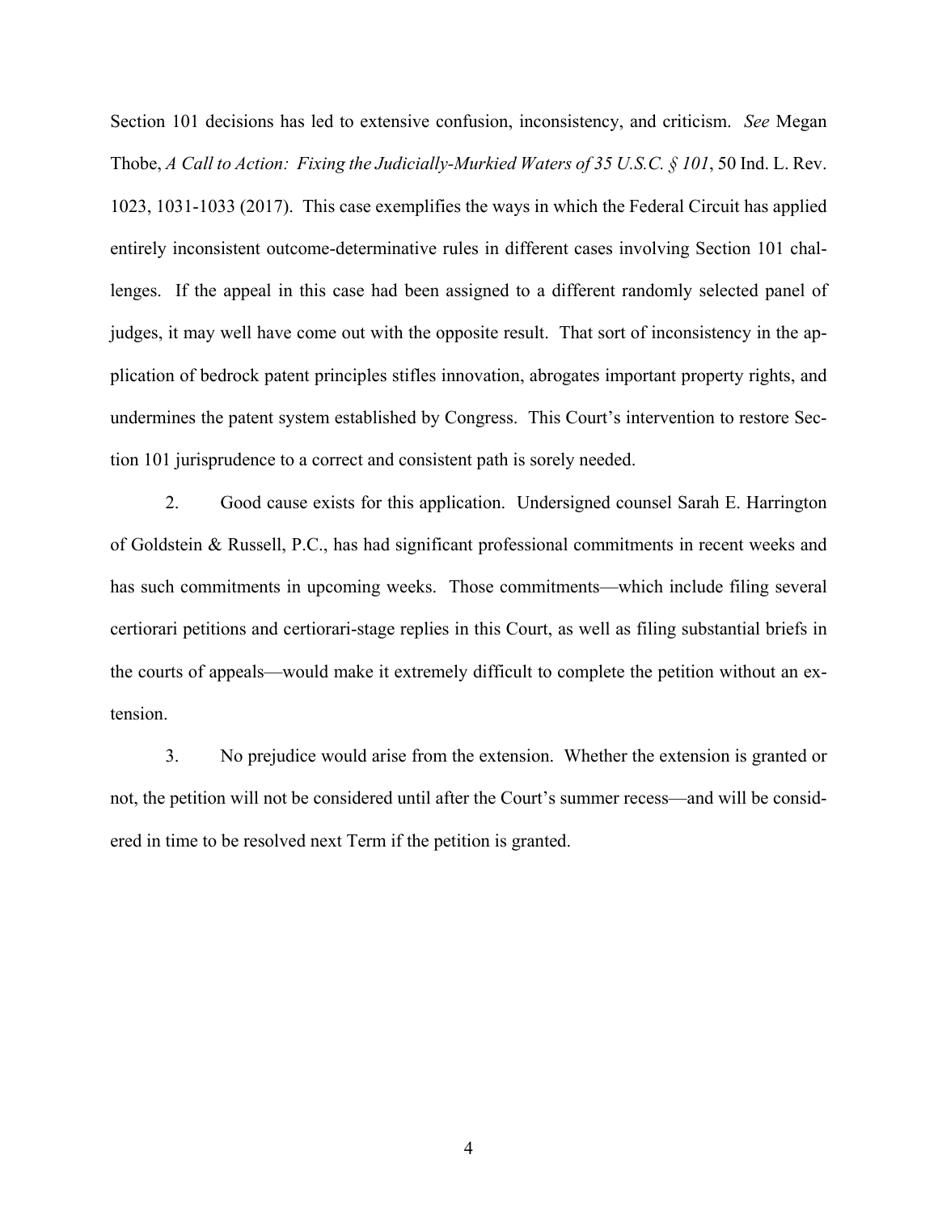Section 101 decisions has led to extensive confusion, inconsistency, and criticism. *See* Megan Thobe, *A Call to Action: Fixing the Judicially-Murkied Waters of 35 U.S.C. § 101*, 50 Ind. L. Rev. 1023, 1031-1033 (2017). This case exemplifies the ways in which the Federal Circuit has applied entirely inconsistent outcome-determinative rules in different cases involving Section 101 challenges. If the appeal in this case had been assigned to a different randomly selected panel of judges, it may well have come out with the opposite result. That sort of inconsistency in the application of bedrock patent principles stifles innovation, abrogates important property rights, and undermines the patent system established by Congress. This Court's intervention to restore Section 101 jurisprudence to a correct and consistent path is sorely needed.

2. Good cause exists for this application. Undersigned counsel Sarah E. Harrington of Goldstein & Russell, P.C., has had significant professional commitments in recent weeks and has such commitments in upcoming weeks. Those commitments—which include filing several certiorari petitions and certiorari-stage replies in this Court, as well as filing substantial briefs in the courts of appeals—would make it extremely difficult to complete the petition without an extension.

3. No prejudice would arise from the extension. Whether the extension is granted or not, the petition will not be considered until after the Court's summer recess—and will be considered in time to be resolved next Term if the petition is granted.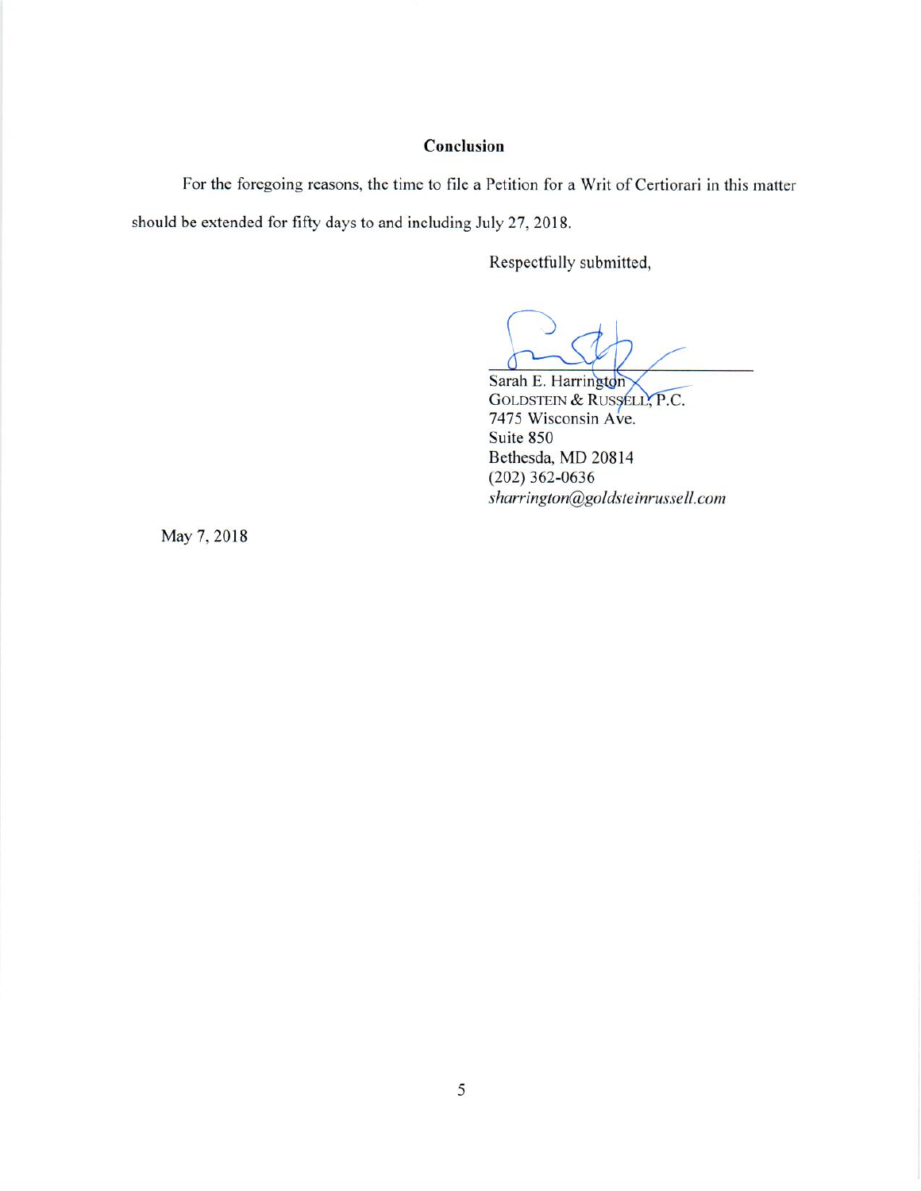## Conclusion

For the foregoing reasons, the time to file a Petition for a Writ of Certiorari in this matter should be extended for fifty days to and including July 27, 2018.

Respectfully submitted,

Sarah E. Harrington
GOLDSTEIN & RUSSELL, P.C.
7475 Wisconsin Ave.
Suite 850
Bethesda, MD 20814
(202) 362-0636
*sharrington@goldsteinrussell.com*

May 7, 2018